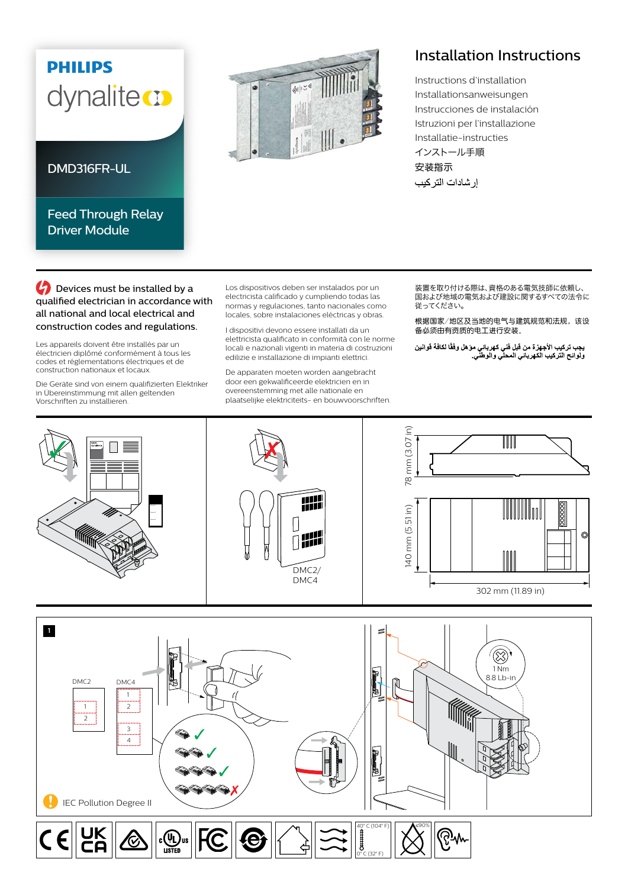PHILIPS

dynalite

DMD316FR-UL

Feed Through Relay Driver Module

# Installation Instructions

Instructions d'installation
Installationsanweisungen
Instrucciones de instalación
Istruzioni per l'installazione
Installatie-instructies
インストール手順
安装指示
إرشادات التركيب

**Devices must be installed by a qualified electrician in accordance with all national and local electrical and construction codes and regulations.**

Les appareils doivent être installés par un électricien diplômé conformément à tous les codes et réglementations électriques et de construction nationaux et locaux.

Die Geräte sind von einem qualifizierten Elektriker in Übereinstimmung mit allen geltenden Vorschriften zu installieren.

Los dispositivos deben ser instalados por un electricista calificado y cumpliendo todas las normas y regulaciones, tanto nacionales como locales, sobre instalaciones eléctricas y obras.

I dispositivi devono essere installati da un elettricista qualificato in conformità con le norme locali e nazionali vigenti in materia di costruzioni edilizie e installazione di impianti elettrici.

De apparaten moeten worden aangebracht door een gekwalificeerde elektricien en in overeenstemming met alle nationale en plaatselijke elektriciteits- en bouwvoorschriften.

装置を取り付ける際は、資格のある電気技師に依頼し、国および地域の電気および建設に関するすべての法令に従ってください。

根据国家/地区及当地的电气与建筑规范和法规，该设备必须由有资质的电工进行安装。

يجب تركيب الأجهزة من قبل فني كهربائي مؤهل وفقًا لكافة قوانين ولوائح التركيب الكهربائي المحلي والوطني.

DMC2/
DMC4

78 mm (3.07 in)

140 mm (5.51 in)

302 mm (11.89 in)

1

DMC2

1
2

DMC4

1
2
3
4

1 Nm
8.8 Lb-in

IEC Pollution Degree II

40° C (104° F)
0° C (32° F)
≤90%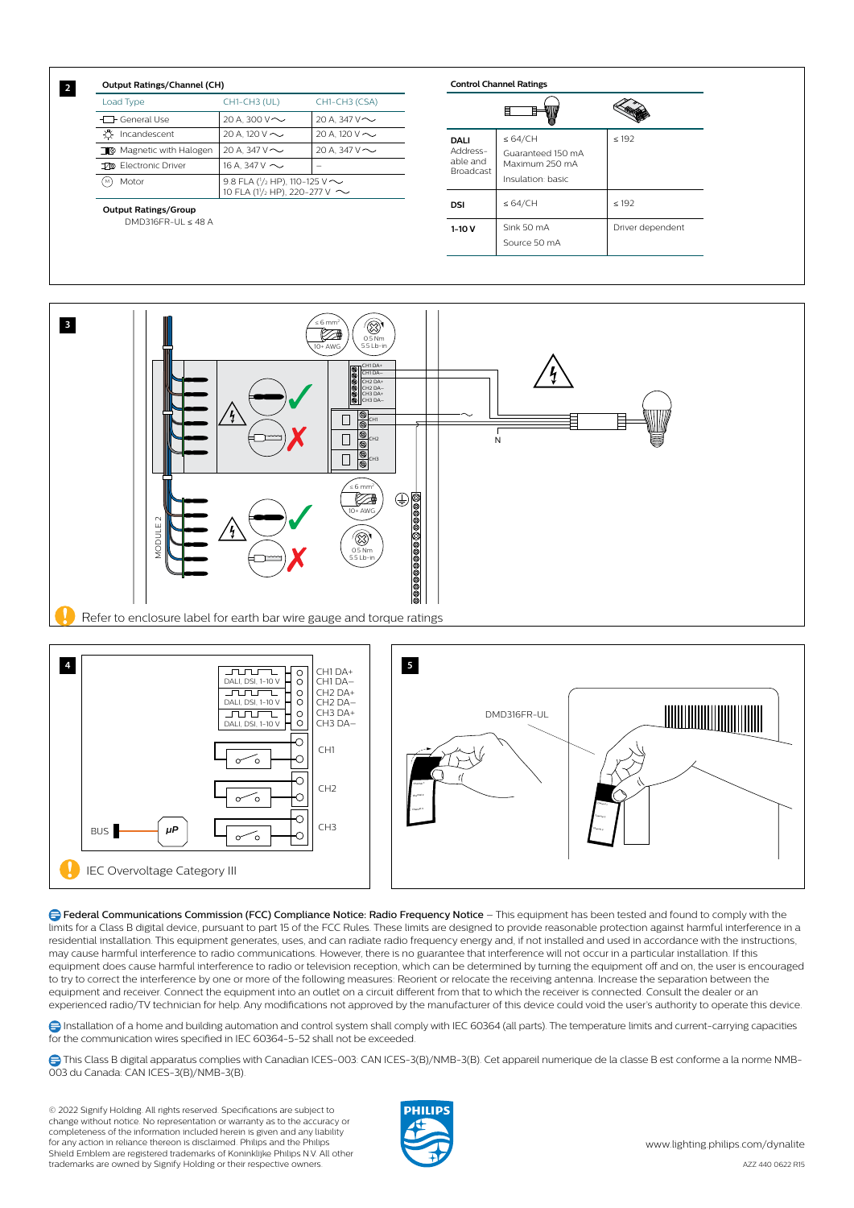**2**

**Output Ratings/Channel (CH)**

| Load Type | CH1-CH3 (UL) | CH1-CH3 (CSA) |
|---|---|---|
| General Use | 20 A, 300 V∼ | 20 A, 347 V∼ |
| Incandescent | 20 A, 120 V∼ | 20 A, 120 V∼ |
| Magnetic with Halogen | 20 A, 347 V∼ | 20 A, 347 V∼ |
| Electronic Driver | 16 A, 347 V∼ | – |
| Motor | 9.8 FLA (1/2 HP), 110-125 V∼<br>10 FLA (1 1/2 HP), 220-277 V∼ | |

**Output Ratings/Group**

DMD316FR-UL ≤ 48 A

**Control Channel Ratings**

| | | |
|---|---|---|
| **DALI** Address-able and Broadcast | ≤ 64/CH<br>Guaranteed 150 mA<br>Maximum 250 mA<br>Insulation: basic | ≤ 192 |
| **DSI** | ≤ 64/CH | ≤ 192 |
| **1-10 V** | Sink 50 mA<br>Source 50 mA | Driver dependent |

**3**

≤ 6 mm²
10+ AWG
0.5 Nm
5.5 Lb-in
CH1 DA+
CH1 DA–
CH2 DA+
CH2 DA–
CH3 DA+
CH3 DA–
CH1
CH2
CH3
N
MODULE 2
≤ 6 mm²
10+ AWG
0.5 Nm
5.5 Lb-in

Refer to enclosure label for earth bar wire gauge and torque ratings

**4**

DALI, DSI, 1-10 V
DALI, DSI, 1-10 V
DALI, DSI, 1-10 V
CH1 DA+
CH1 DA–
CH2 DA+
CH2 DA–
CH3 DA+
CH3 DA–
CH1
CH2
CH3
BUS
µP

IEC Overvoltage Category III

**5**

DMD316FR-UL

**Federal Communications Commission (FCC) Compliance Notice: Radio Frequency Notice** – This equipment has been tested and found to comply with the limits for a Class B digital device, pursuant to part 15 of the FCC Rules. These limits are designed to provide reasonable protection against harmful interference in a residential installation. This equipment generates, uses, and can radiate radio frequency energy and, if not installed and used in accordance with the instructions, may cause harmful interference to radio communications. However, there is no guarantee that interference will not occur in a particular installation. If this equipment does cause harmful interference to radio or television reception, which can be determined by turning the equipment off and on, the user is encouraged to try to correct the interference by one or more of the following measures: Reorient or relocate the receiving antenna. Increase the separation between the equipment and receiver. Connect the equipment into an outlet on a circuit different from that to which the receiver is connected. Consult the dealer or an experienced radio/TV technician for help. Any modifications not approved by the manufacturer of this device could void the user's authority to operate this device.

Installation of a home and building automation and control system shall comply with IEC 60364 (all parts). The temperature limits and current-carrying capacities for the communication wires specified in IEC 60364-5-52 shall not be exceeded.

This Class B digital apparatus complies with Canadian ICES-003. CAN ICES-3(B)/NMB-3(B). Cet appareil numerique de la classe B est conforme a la norme NMB-003 du Canada: CAN ICES-3(B)/NMB-3(B).

© 2022 Signify Holding. All rights reserved. Specifications are subject to change without notice. No representation or warranty as to the accuracy or completeness of the information included herein is given and any liability for any action in reliance thereon is disclaimed. Philips and the Philips Shield Emblem are registered trademarks of Koninklijke Philips N.V. All other trademarks are owned by Signify Holding or their respective owners.

PHILIPS

www.lighting.philips.com/dynalite

AZZ 440 0622 R15